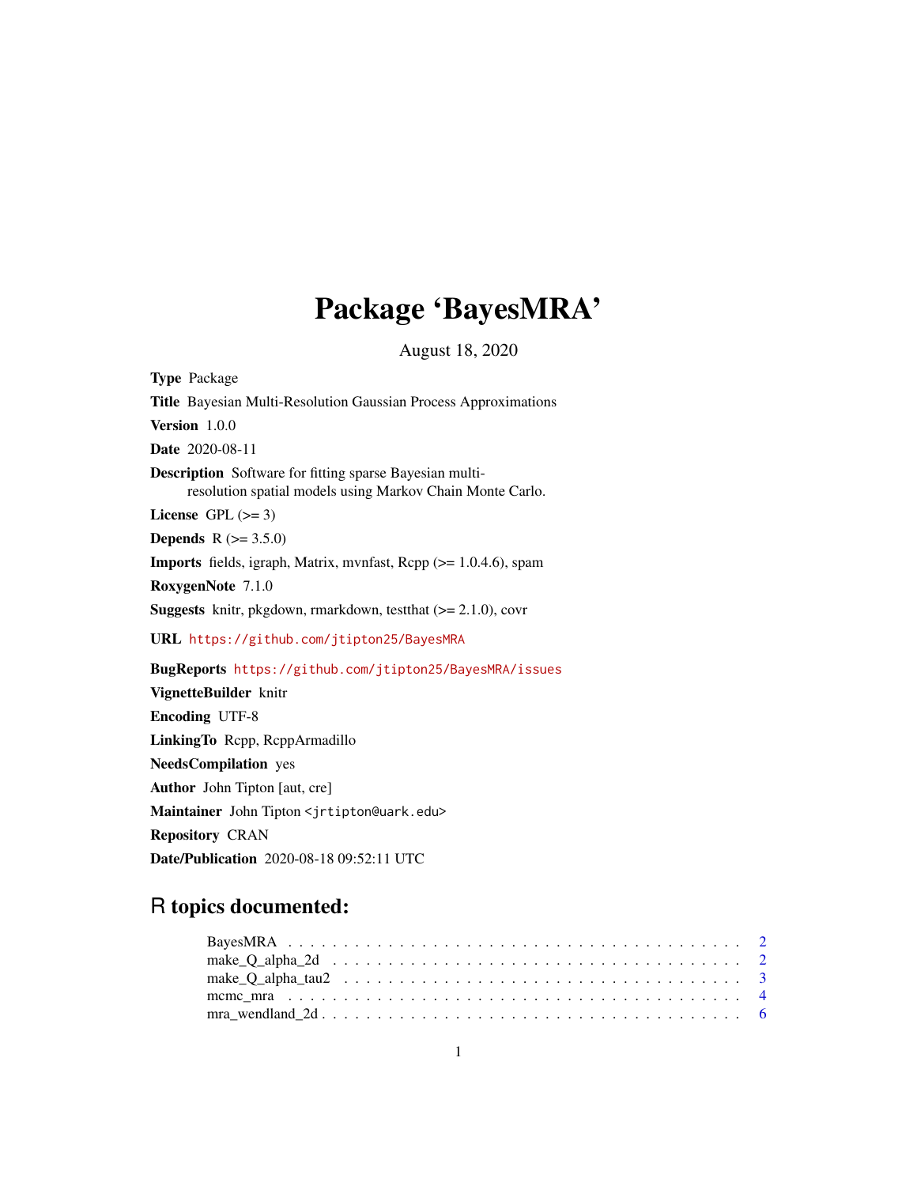# Package 'BayesMRA'

August 18, 2020

**Type** Package

**Title** Bayesian Multi-Resolution Gaussian Process Approximations

**Version** 1.0.0

**Date** 2020-08-11

**Description** Software for fitting sparse Bayesian multi-resolution spatial models using Markov Chain Monte Carlo.

**License** GPL (>= 3)

**Depends** R (>= 3.5.0)

**Imports** fields, igraph, Matrix, mvnfast, Rcpp (>= 1.0.4.6), spam

**RoxygenNote** 7.1.0

**Suggests** knitr, pkgdown, rmarkdown, testthat (>= 2.1.0), covr

**URL** https://github.com/jtipton25/BayesMRA

**BugReports** https://github.com/jtipton25/BayesMRA/issues

**VignetteBuilder** knitr

**Encoding** UTF-8

**LinkingTo** Rcpp, RcppArmadillo

**NeedsCompilation** yes

**Author** John Tipton [aut, cre]

**Maintainer** John Tipton <jrtipton@uark.edu>

**Repository** CRAN

**Date/Publication** 2020-08-18 09:52:11 UTC

## R topics documented:

| | |
|---|---|
| BayesMRA | 2 |
| make_Q_alpha_2d | 2 |
| make_Q_alpha_tau2 | 3 |
| mcmc_mra | 4 |
| mra_wendland_2d | 6 |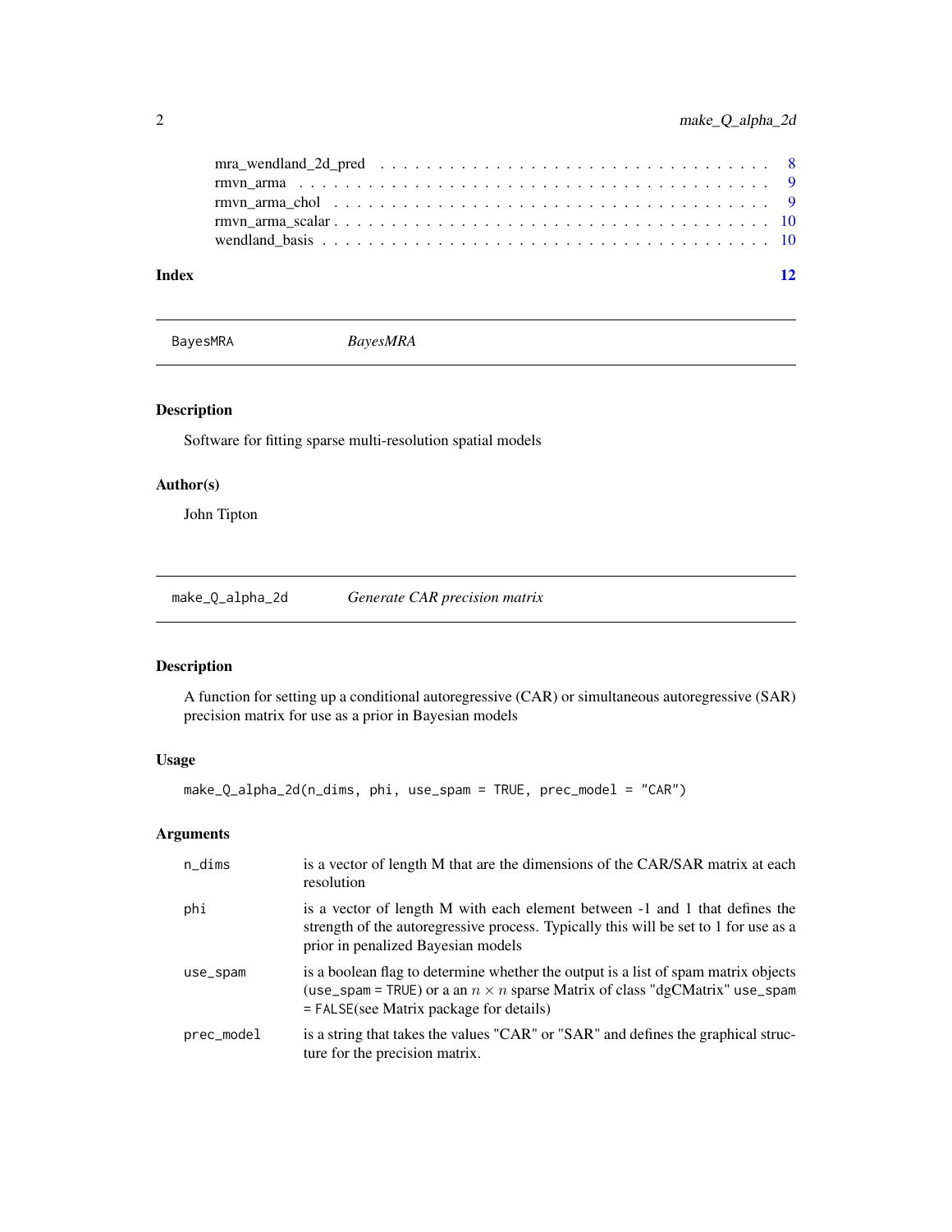mra_wendland_2d_pred . . . . . . . . . . . . . . . . . . . . . . . . . . . . . . . . 8
rmvn_arma . . . . . . . . . . . . . . . . . . . . . . . . . . . . . . . . . . . . . 9
rmvn_arma_chol . . . . . . . . . . . . . . . . . . . . . . . . . . . . . . . . . . . 9
rmvn_arma_scalar . . . . . . . . . . . . . . . . . . . . . . . . . . . . . . . . . . 10
wendland_basis . . . . . . . . . . . . . . . . . . . . . . . . . . . . . . . . . . . 10

**Index** **12**

---

## BayesMRA — *BayesMRA*

### Description

Software for fitting sparse multi-resolution spatial models

### Author(s)

John Tipton

---

## make_Q_alpha_2d — *Generate CAR precision matrix*

### Description

A function for setting up a conditional autoregressive (CAR) or simultaneous autoregressive (SAR) precision matrix for use as a prior in Bayesian models

### Usage

```
make_Q_alpha_2d(n_dims, phi, use_spam = TRUE, prec_model = "CAR")
```

### Arguments

| | |
|---|---|
| `n_dims` | is a vector of length M that are the dimensions of the CAR/SAR matrix at each resolution |
| `phi` | is a vector of length M with each element between -1 and 1 that defines the strength of the autoregressive process. Typically this will be set to 1 for use as a prior in penalized Bayesian models |
| `use_spam` | is a boolean flag to determine whether the output is a list of spam matrix objects (`use_spam = TRUE`) or a an $n \times n$ sparse Matrix of class "dgCMatrix" `use_spam = FALSE`(see Matrix package for details) |
| `prec_model` | is a string that takes the values "CAR" or "SAR" and defines the graphical structure for the precision matrix. |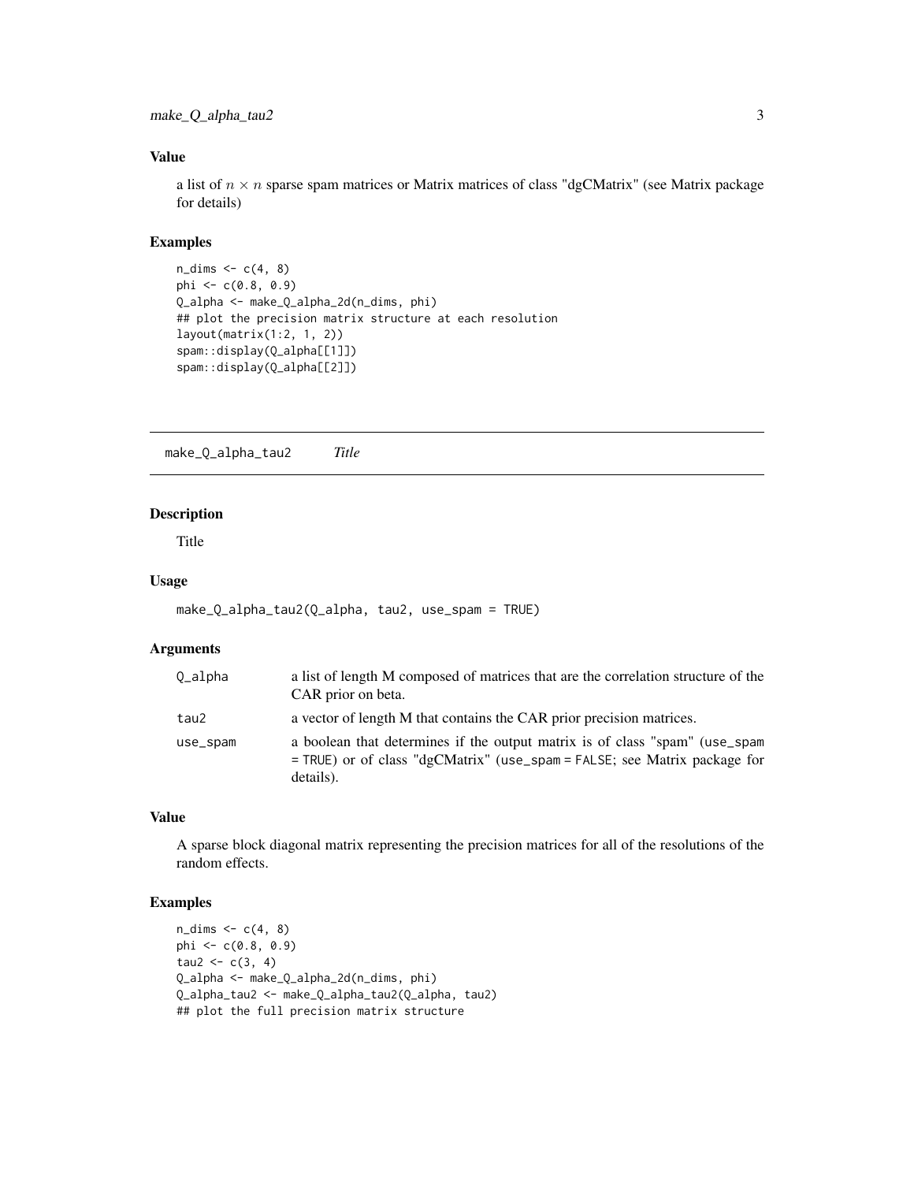### Value

a list of $n \times n$ sparse spam matrices or Matrix matrices of class "dgCMatrix" (see Matrix package for details)

### Examples

```
n_dims <- c(4, 8)
phi <- c(0.8, 0.9)
Q_alpha <- make_Q_alpha_2d(n_dims, phi)
## plot the precision matrix structure at each resolution
layout(matrix(1:2, 1, 2))
spam::display(Q_alpha[[1]])
spam::display(Q_alpha[[2]])
```

---

## make_Q_alpha_tau2 *Title*

### Description

Title

### Usage

```
make_Q_alpha_tau2(Q_alpha, tau2, use_spam = TRUE)
```

### Arguments

| | |
|---|---|
| Q_alpha | a list of length M composed of matrices that are the correlation structure of the CAR prior on beta. |
| tau2 | a vector of length M that contains the CAR prior precision matrices. |
| use_spam | a boolean that determines if the output matrix is of class "spam" (use_spam = TRUE) or of class "dgCMatrix" (use_spam = FALSE; see Matrix package for details). |

### Value

A sparse block diagonal matrix representing the precision matrices for all of the resolutions of the random effects.

### Examples

```
n_dims <- c(4, 8)
phi <- c(0.8, 0.9)
tau2 <- c(3, 4)
Q_alpha <- make_Q_alpha_2d(n_dims, phi)
Q_alpha_tau2 <- make_Q_alpha_tau2(Q_alpha, tau2)
## plot the full precision matrix structure
```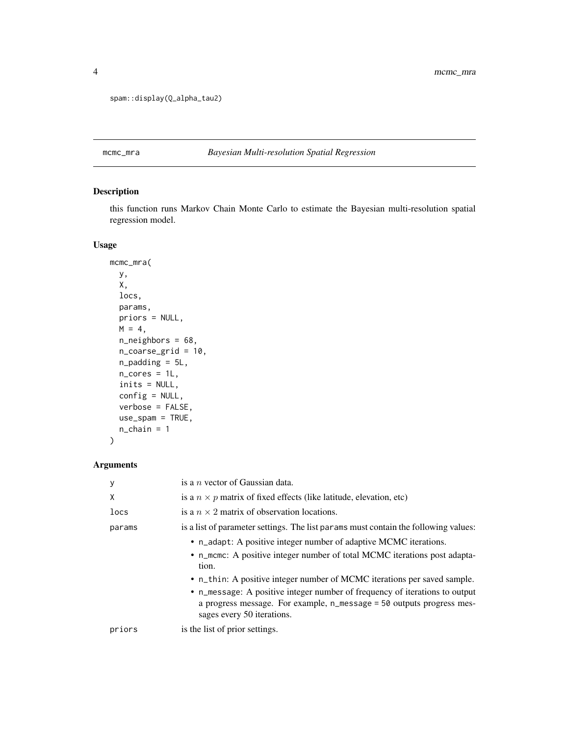```
spam::display(Q_alpha_tau2)
```

## mcmc_mra — *Bayesian Multi-resolution Spatial Regression*

### Description

this function runs Markov Chain Monte Carlo to estimate the Bayesian multi-resolution spatial regression model.

### Usage

```
mcmc_mra(
  y,
  X,
  locs,
  params,
  priors = NULL,
  M = 4,
  n_neighbors = 68,
  n_coarse_grid = 10,
  n_padding = 5L,
  n_cores = 1L,
  inits = NULL,
  config = NULL,
  verbose = FALSE,
  use_spam = TRUE,
  n_chain = 1
)
```

### Arguments

| | |
|---|---|
| `y` | is a $n$ vector of Gaussian data. |
| `X` | is a $n \times p$ matrix of fixed effects (like latitude, elevation, etc) |
| `locs` | is a $n \times 2$ matrix of observation locations. |
| `params` | is a list of parameter settings. The list `params` must contain the following values:<br>• `n_adapt`: A positive integer number of adaptive MCMC iterations.<br>• `n_mcmc`: A positive integer number of total MCMC iterations post adaptation.<br>• `n_thin`: A positive integer number of MCMC iterations per saved sample.<br>• `n_message`: A positive integer number of frequency of iterations to output a progress message. For example, `n_message = 50` outputs progress messages every 50 iterations. |
| `priors` | is the list of prior settings. |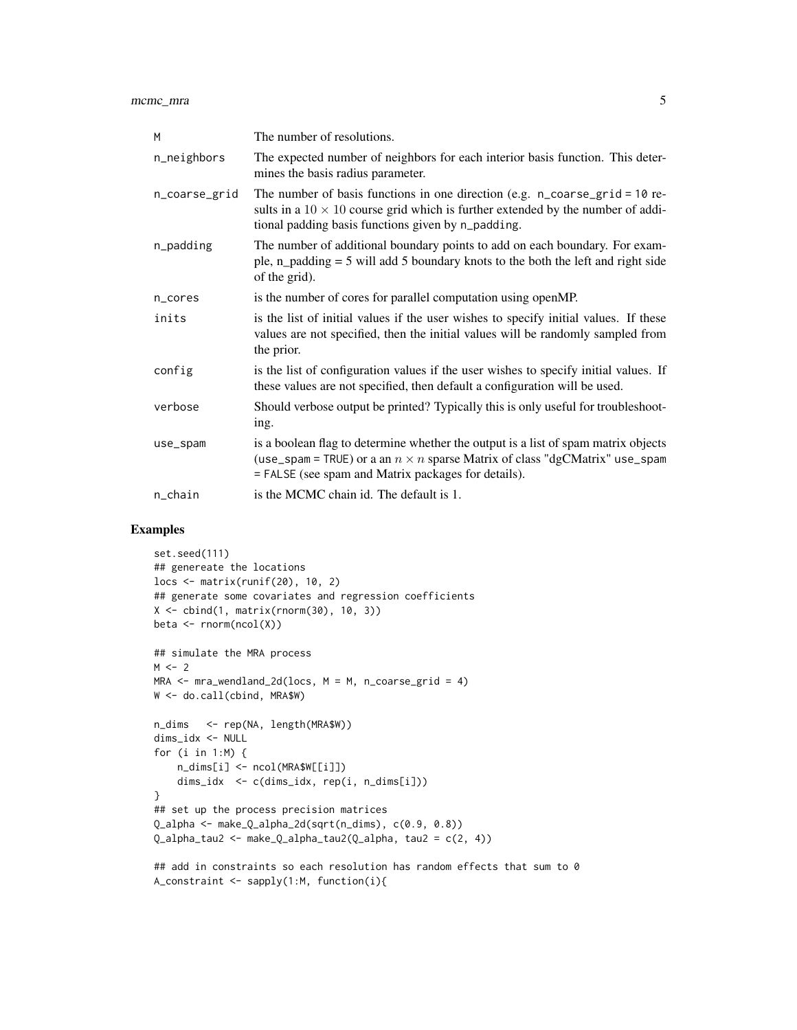| | |
|---|---|
| M | The number of resolutions. |
| n_neighbors | The expected number of neighbors for each interior basis function. This determines the basis radius parameter. |
| n_coarse_grid | The number of basis functions in one direction (e.g. n_coarse_grid = 10 results in a $10 \times 10$ course grid which is further extended by the number of additional padding basis functions given by n_padding. |
| n_padding | The number of additional boundary points to add on each boundary. For example, n_padding = 5 will add 5 boundary knots to the both the left and right side of the grid). |
| n_cores | is the number of cores for parallel computation using openMP. |
| inits | is the list of initial values if the user wishes to specify initial values. If these values are not specified, then the initial values will be randomly sampled from the prior. |
| config | is the list of configuration values if the user wishes to specify initial values. If these values are not specified, then default a configuration will be used. |
| verbose | Should verbose output be printed? Typically this is only useful for troubleshooting. |
| use_spam | is a boolean flag to determine whether the output is a list of spam matrix objects (use_spam = TRUE) or a an $n \times n$ sparse Matrix of class "dgCMatrix" use_spam = FALSE (see spam and Matrix packages for details). |
| n_chain | is the MCMC chain id. The default is 1. |

## Examples

```
set.seed(111)
## genereate the locations
locs <- matrix(runif(20), 10, 2)
## generate some covariates and regression coefficients
X <- cbind(1, matrix(rnorm(30), 10, 3))
beta <- rnorm(ncol(X))

## simulate the MRA process
M <- 2
MRA <- mra_wendland_2d(locs, M = M, n_coarse_grid = 4)
W <- do.call(cbind, MRA$W)

n_dims   <- rep(NA, length(MRA$W))
dims_idx <- NULL
for (i in 1:M) {
    n_dims[i] <- ncol(MRA$W[[i]])
    dims_idx  <- c(dims_idx, rep(i, n_dims[i]))
}
## set up the process precision matrices
Q_alpha <- make_Q_alpha_2d(sqrt(n_dims), c(0.9, 0.8))
Q_alpha_tau2 <- make_Q_alpha_tau2(Q_alpha, tau2 = c(2, 4))

## add in constraints so each resolution has random effects that sum to 0
A_constraint <- sapply(1:M, function(i){
```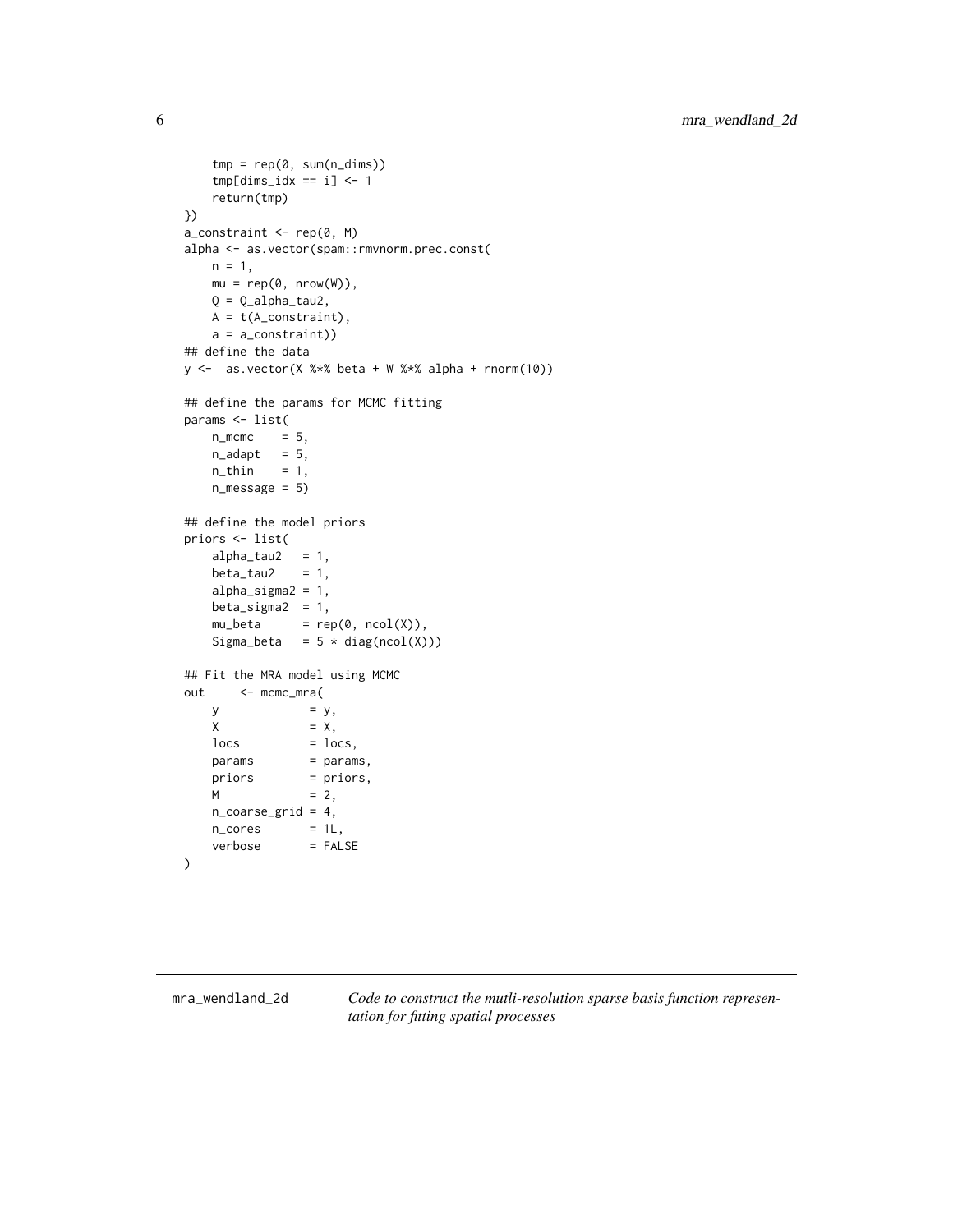```
    tmp = rep(0, sum(n_dims))
    tmp[dims_idx == i] <- 1
    return(tmp)
})
a_constraint <- rep(0, M)
alpha <- as.vector(spam::rmvnorm.prec.const(
    n = 1,
    mu = rep(0, nrow(W)),
    Q = Q_alpha_tau2,
    A = t(A_constraint),
    a = a_constraint))
## define the data
y <-  as.vector(X %*% beta + W %*% alpha + rnorm(10))

## define the params for MCMC fitting
params <- list(
    n_mcmc    = 5,
    n_adapt   = 5,
    n_thin    = 1,
    n_message = 5)

## define the model priors
priors <- list(
    alpha_tau2   = 1,
    beta_tau2    = 1,
    alpha_sigma2 = 1,
    beta_sigma2  = 1,
    mu_beta      = rep(0, ncol(X)),
    Sigma_beta   = 5 * diag(ncol(X)))

## Fit the MRA model using MCMC
out     <- mcmc_mra(
    y             = y,
    X             = X,
    locs          = locs,
    params        = params,
    priors        = priors,
    M             = 2,
    n_coarse_grid = 4,
    n_cores       = 1L,
    verbose       = FALSE
)
```

## mra_wendland_2d

*Code to construct the mutli-resolution sparse basis function representation for fitting spatial processes*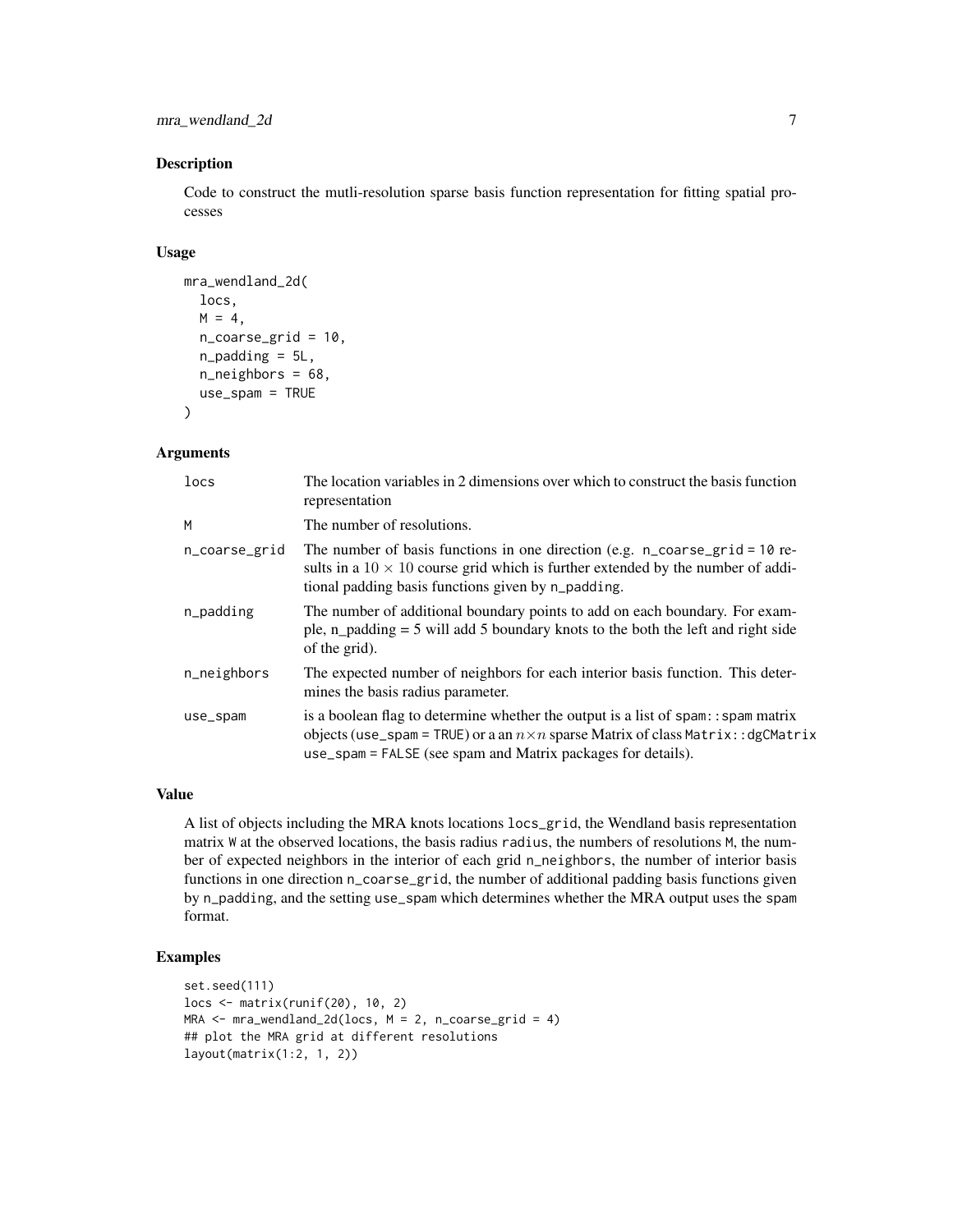## Description

Code to construct the mutli-resolution sparse basis function representation for fitting spatial processes

## Usage

```
mra_wendland_2d(
  locs,
  M = 4,
  n_coarse_grid = 10,
  n_padding = 5L,
  n_neighbors = 68,
  use_spam = TRUE
)
```

## Arguments

| | |
|---|---|
| locs | The location variables in 2 dimensions over which to construct the basis function representation |
| M | The number of resolutions. |
| n_coarse_grid | The number of basis functions in one direction (e.g. n_coarse_grid = 10 results in a $10 \times 10$ course grid which is further extended by the number of additional padding basis functions given by n_padding. |
| n_padding | The number of additional boundary points to add on each boundary. For example, n_padding = 5 will add 5 boundary knots to the both the left and right side of the grid). |
| n_neighbors | The expected number of neighbors for each interior basis function. This determines the basis radius parameter. |
| use_spam | is a boolean flag to determine whether the output is a list of spam::spam matrix objects (use_spam = TRUE) or a an $n \times n$ sparse Matrix of class Matrix::dgCMatrix use_spam = FALSE (see spam and Matrix packages for details). |

## Value

A list of objects including the MRA knots locations locs_grid, the Wendland basis representation matrix W at the observed locations, the basis radius radius, the numbers of resolutions M, the number of expected neighbors in the interior of each grid n_neighbors, the number of interior basis functions in one direction n_coarse_grid, the number of additional padding basis functions given by n_padding, and the setting use_spam which determines whether the MRA output uses the spam format.

## Examples

```
set.seed(111)
locs <- matrix(runif(20), 10, 2)
MRA <- mra_wendland_2d(locs, M = 2, n_coarse_grid = 4)
## plot the MRA grid at different resolutions
layout(matrix(1:2, 1, 2))
```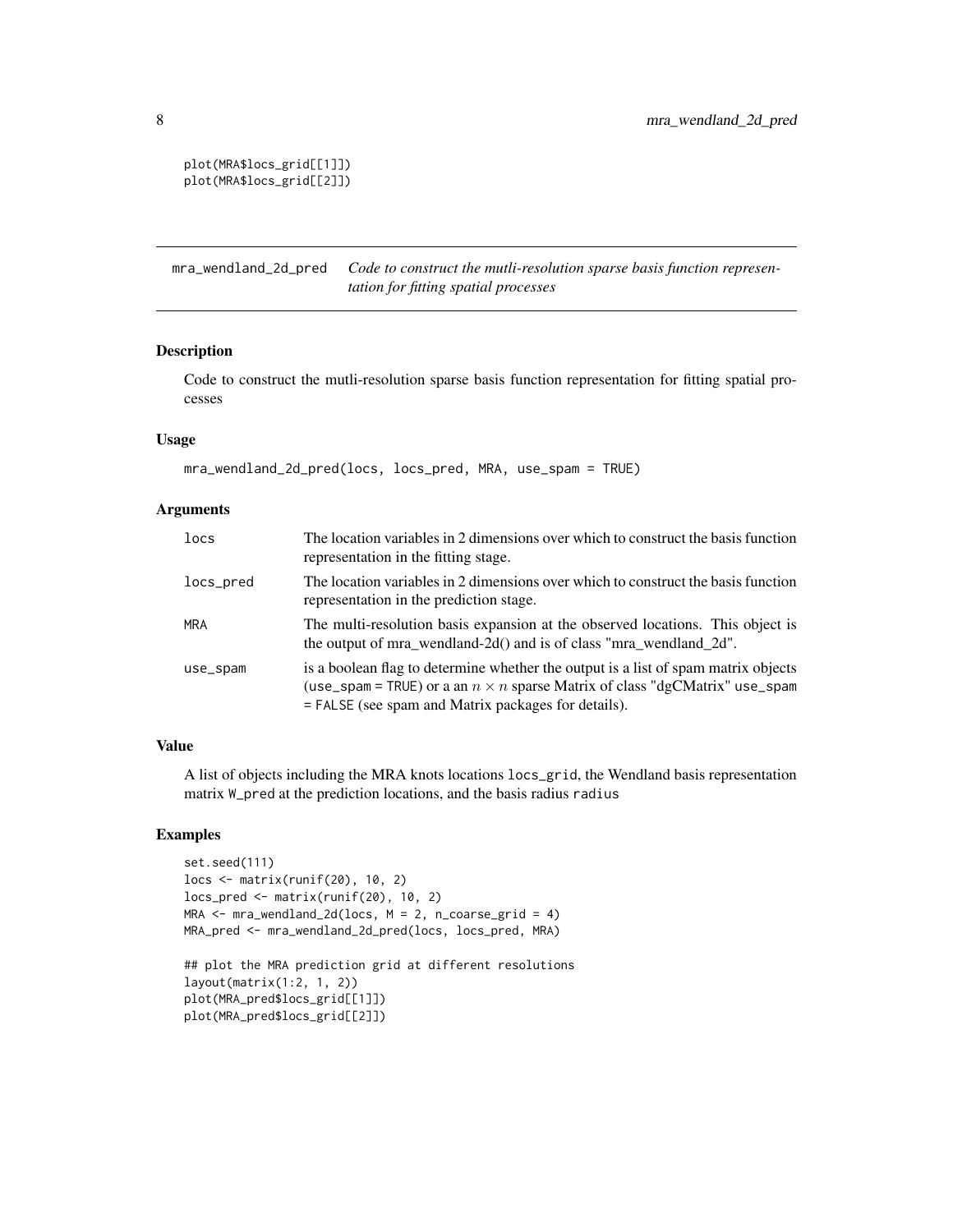```
plot(MRA$locs_grid[[1]])
plot(MRA$locs_grid[[2]])
```

## mra_wendland_2d_pred

*Code to construct the mutli-resolution sparse basis function representation for fitting spatial processes*

### Description

Code to construct the mutli-resolution sparse basis function representation for fitting spatial processes

### Usage

```
mra_wendland_2d_pred(locs, locs_pred, MRA, use_spam = TRUE)
```

### Arguments

| | |
|---|---|
| `locs` | The location variables in 2 dimensions over which to construct the basis function representation in the fitting stage. |
| `locs_pred` | The location variables in 2 dimensions over which to construct the basis function representation in the prediction stage. |
| `MRA` | The multi-resolution basis expansion at the observed locations. This object is the output of mra_wendland-2d() and is of class "mra_wendland_2d". |
| `use_spam` | is a boolean flag to determine whether the output is a list of spam matrix objects (`use_spam = TRUE`) or a an $n \times n$ sparse Matrix of class "dgCMatrix" `use_spam = FALSE` (see spam and Matrix packages for details). |

### Value

A list of objects including the MRA knots locations `locs_grid`, the Wendland basis representation matrix `W_pred` at the prediction locations, and the basis radius `radius`

### Examples

```
set.seed(111)
locs <- matrix(runif(20), 10, 2)
locs_pred <- matrix(runif(20), 10, 2)
MRA <- mra_wendland_2d(locs, M = 2, n_coarse_grid = 4)
MRA_pred <- mra_wendland_2d_pred(locs, locs_pred, MRA)

## plot the MRA prediction grid at different resolutions
layout(matrix(1:2, 1, 2))
plot(MRA_pred$locs_grid[[1]])
plot(MRA_pred$locs_grid[[2]])
```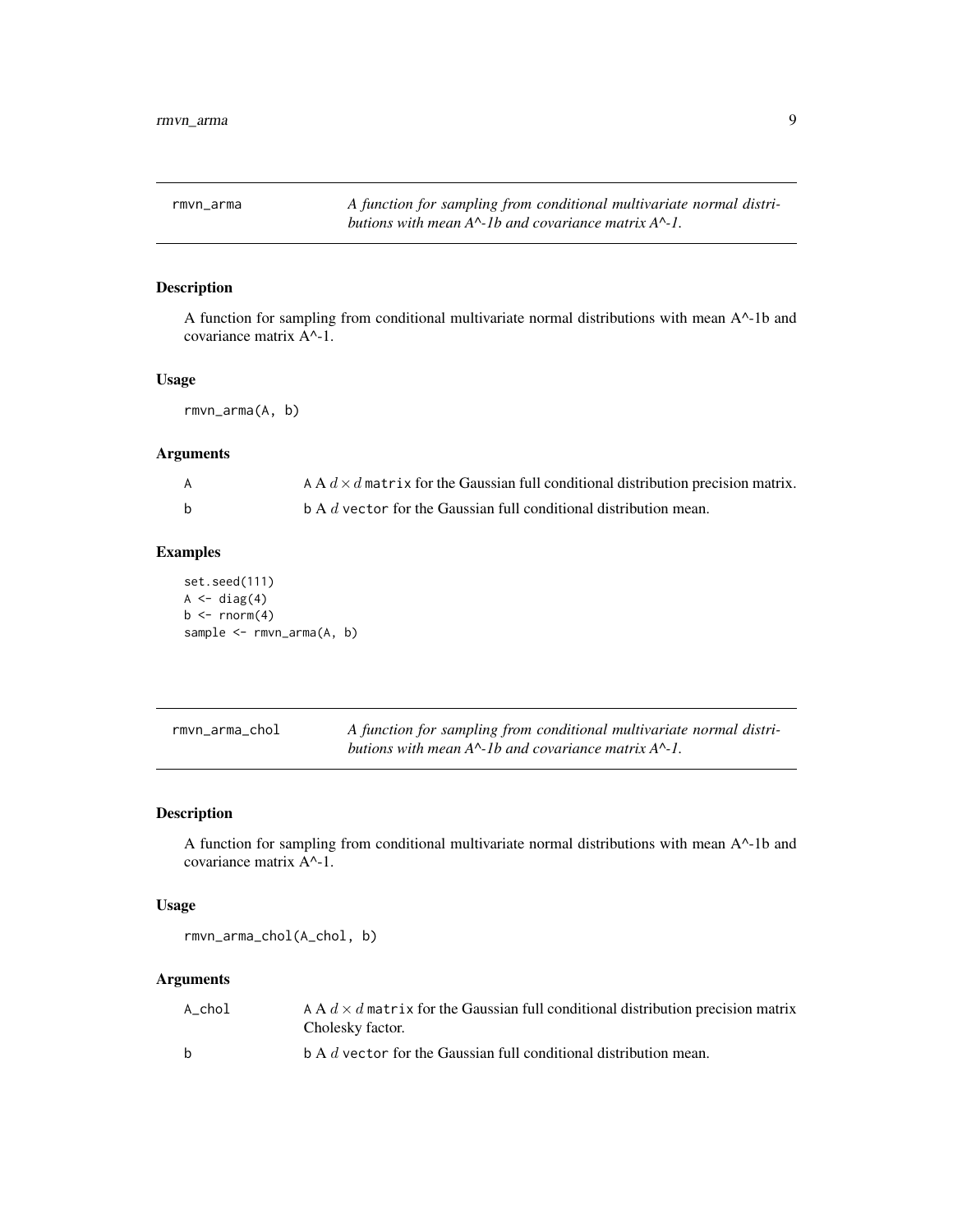## rmvn_arma — *A function for sampling from conditional multivariate normal distributions with mean A^-1b and covariance matrix A^-1.*

### Description

A function for sampling from conditional multivariate normal distributions with mean A^-1b and covariance matrix A^-1.

### Usage

```
rmvn_arma(A, b)
```

### Arguments

| | |
|---|---|
| A | A A $d \times d$ matrix for the Gaussian full conditional distribution precision matrix. |
| b | b A $d$ vector for the Gaussian full conditional distribution mean. |

### Examples

```
set.seed(111)
A <- diag(4)
b <- rnorm(4)
sample <- rmvn_arma(A, b)
```

## rmvn_arma_chol — *A function for sampling from conditional multivariate normal distributions with mean A^-1b and covariance matrix A^-1.*

### Description

A function for sampling from conditional multivariate normal distributions with mean A^-1b and covariance matrix A^-1.

### Usage

```
rmvn_arma_chol(A_chol, b)
```

### Arguments

| | |
|---|---|
| A_chol | A A $d \times d$ matrix for the Gaussian full conditional distribution precision matrix Cholesky factor. |
| b | b A $d$ vector for the Gaussian full conditional distribution mean. |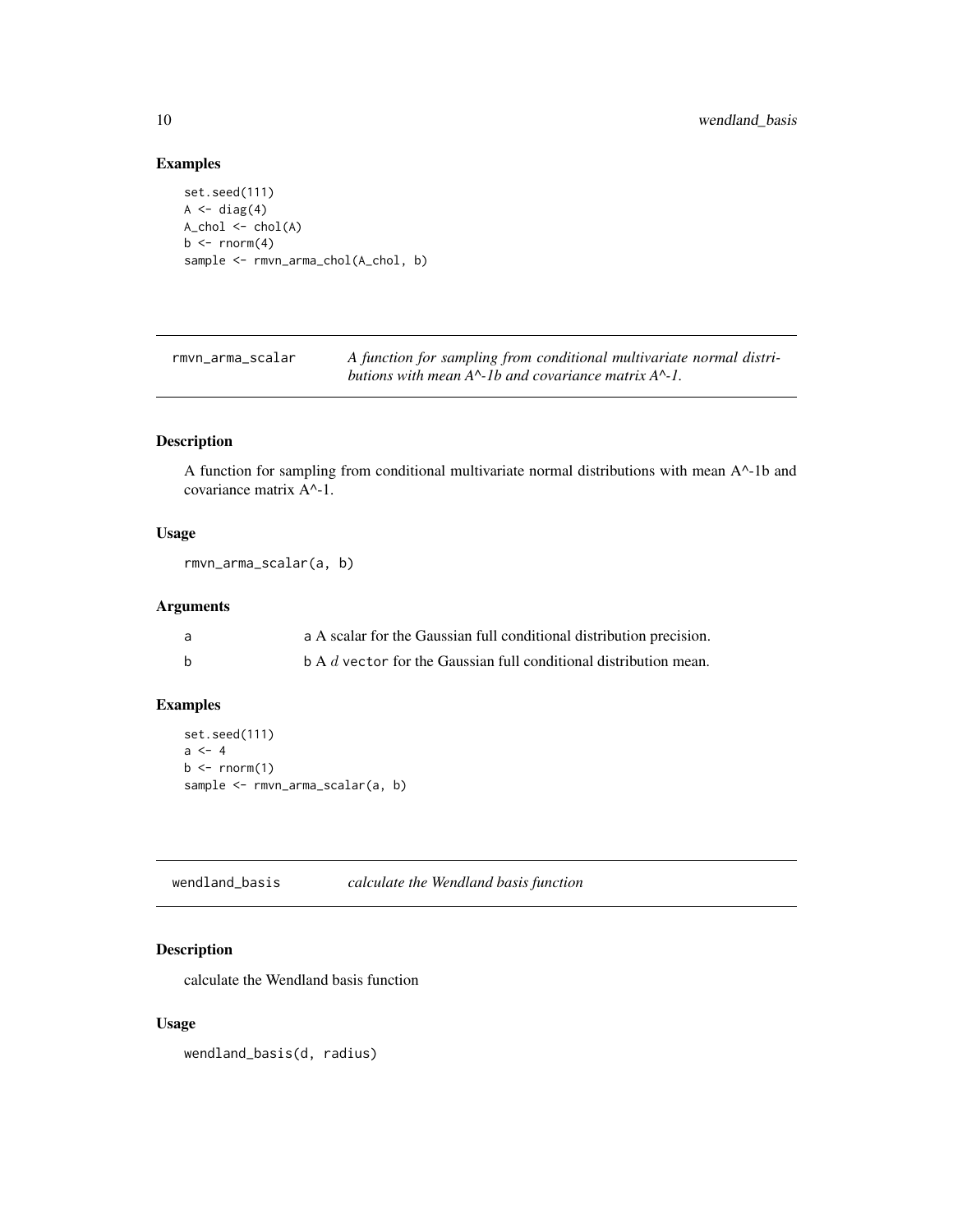## Examples

```
set.seed(111)
A <- diag(4)
A_chol <- chol(A)
b <- rnorm(4)
sample <- rmvn_arma_chol(A_chol, b)
```

---

## rmvn_arma_scalar — *A function for sampling from conditional multivariate normal distributions with mean A^-1b and covariance matrix A^-1.*

### Description

A function for sampling from conditional multivariate normal distributions with mean A^-1b and covariance matrix A^-1.

### Usage

```
rmvn_arma_scalar(a, b)
```

### Arguments

| | |
|---|---|
| a | a A scalar for the Gaussian full conditional distribution precision. |
| b | b A $d$ vector for the Gaussian full conditional distribution mean. |

### Examples

```
set.seed(111)
a <- 4
b <- rnorm(1)
sample <- rmvn_arma_scalar(a, b)
```

---

## wendland_basis — *calculate the Wendland basis function*

### Description

calculate the Wendland basis function

### Usage

```
wendland_basis(d, radius)
```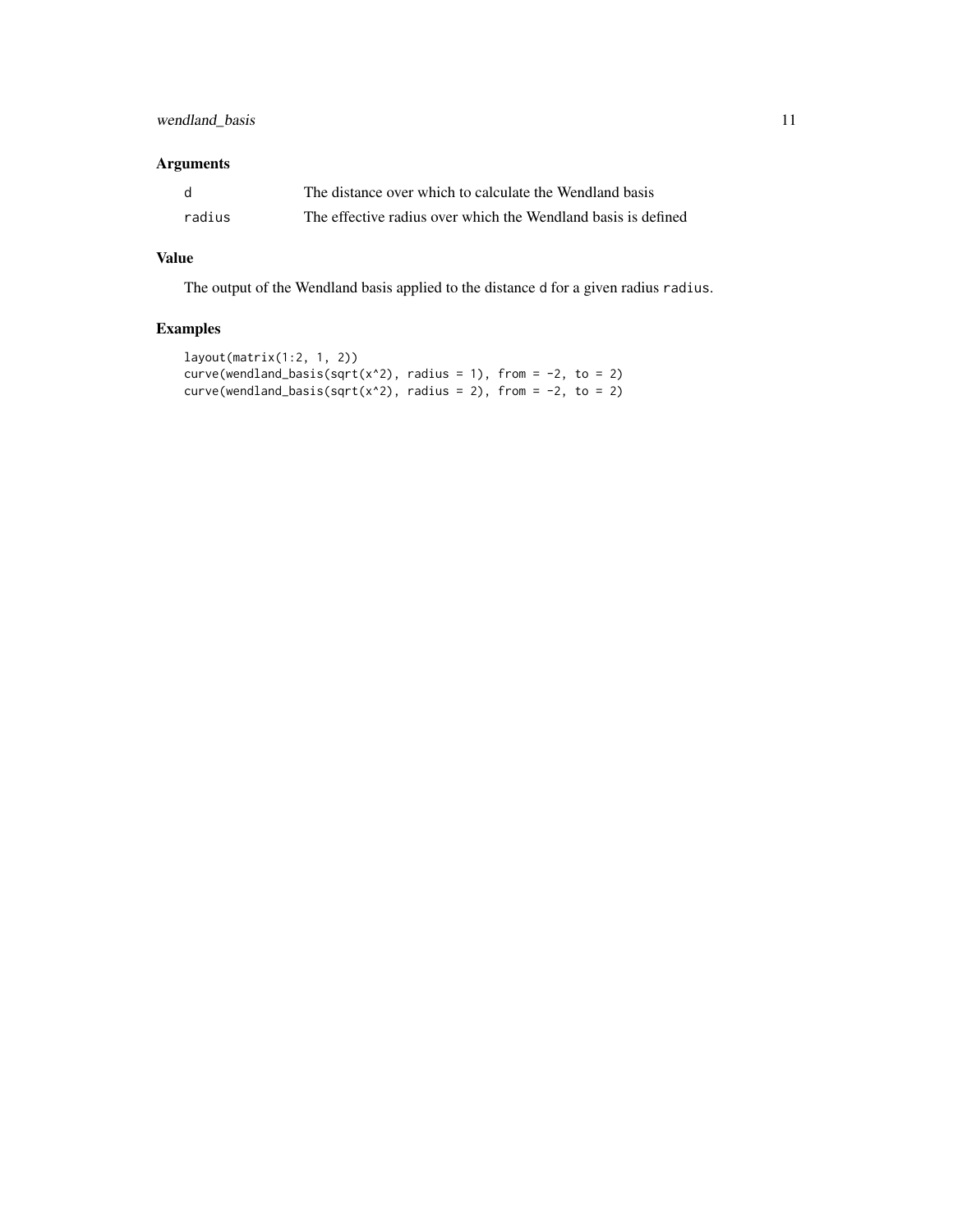### Arguments

| | |
|---|---|
| d | The distance over which to calculate the Wendland basis |
| radius | The effective radius over which the Wendland basis is defined |

### Value

The output of the Wendland basis applied to the distance d for a given radius radius.

### Examples

```
layout(matrix(1:2, 1, 2))
curve(wendland_basis(sqrt(x^2), radius = 1), from = -2, to = 2)
curve(wendland_basis(sqrt(x^2), radius = 2), from = -2, to = 2)
```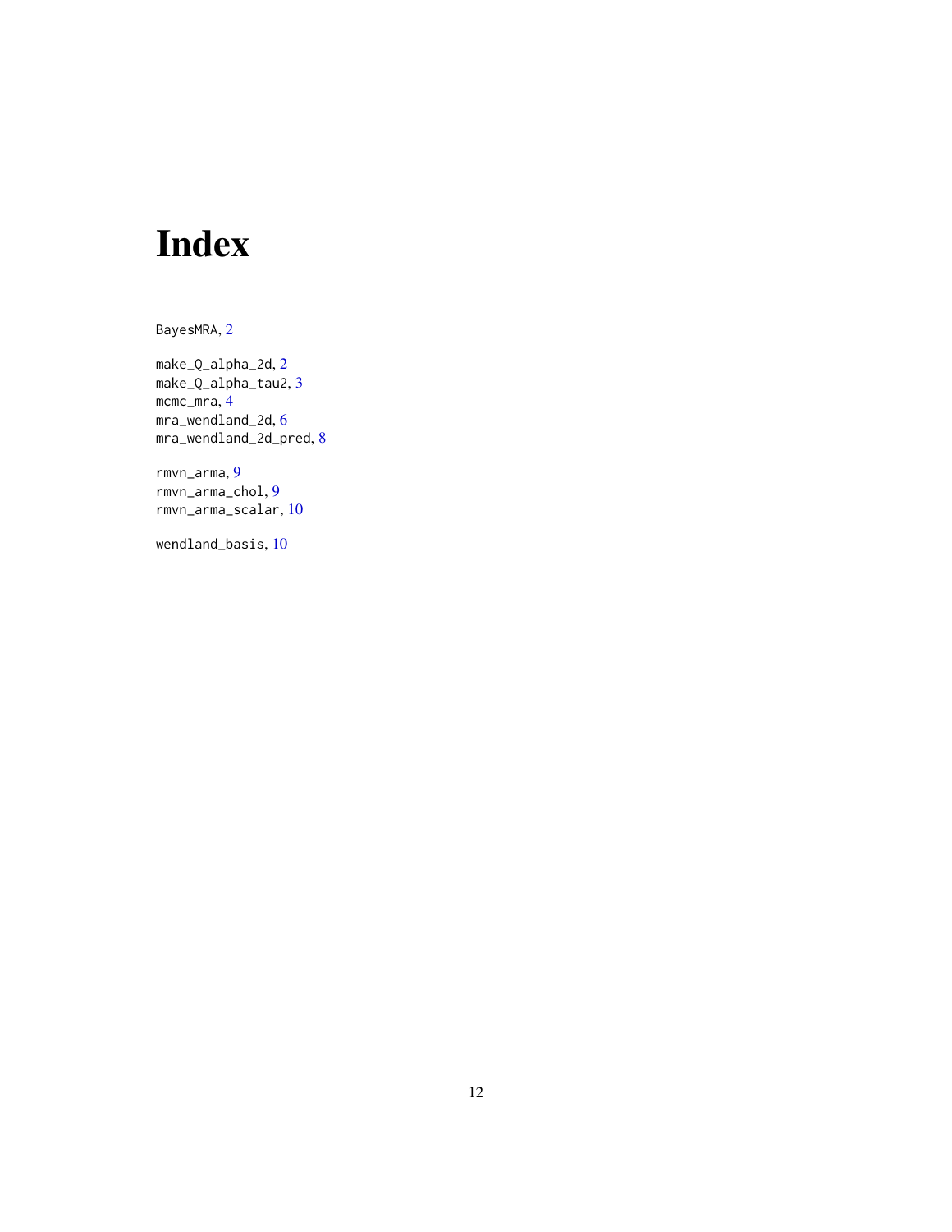# Index

BayesMRA, 2

make_Q_alpha_2d, 2
make_Q_alpha_tau2, 3
mcmc_mra, 4
mra_wendland_2d, 6
mra_wendland_2d_pred, 8

rmvn_arma, 9
rmvn_arma_chol, 9
rmvn_arma_scalar, 10

wendland_basis, 10